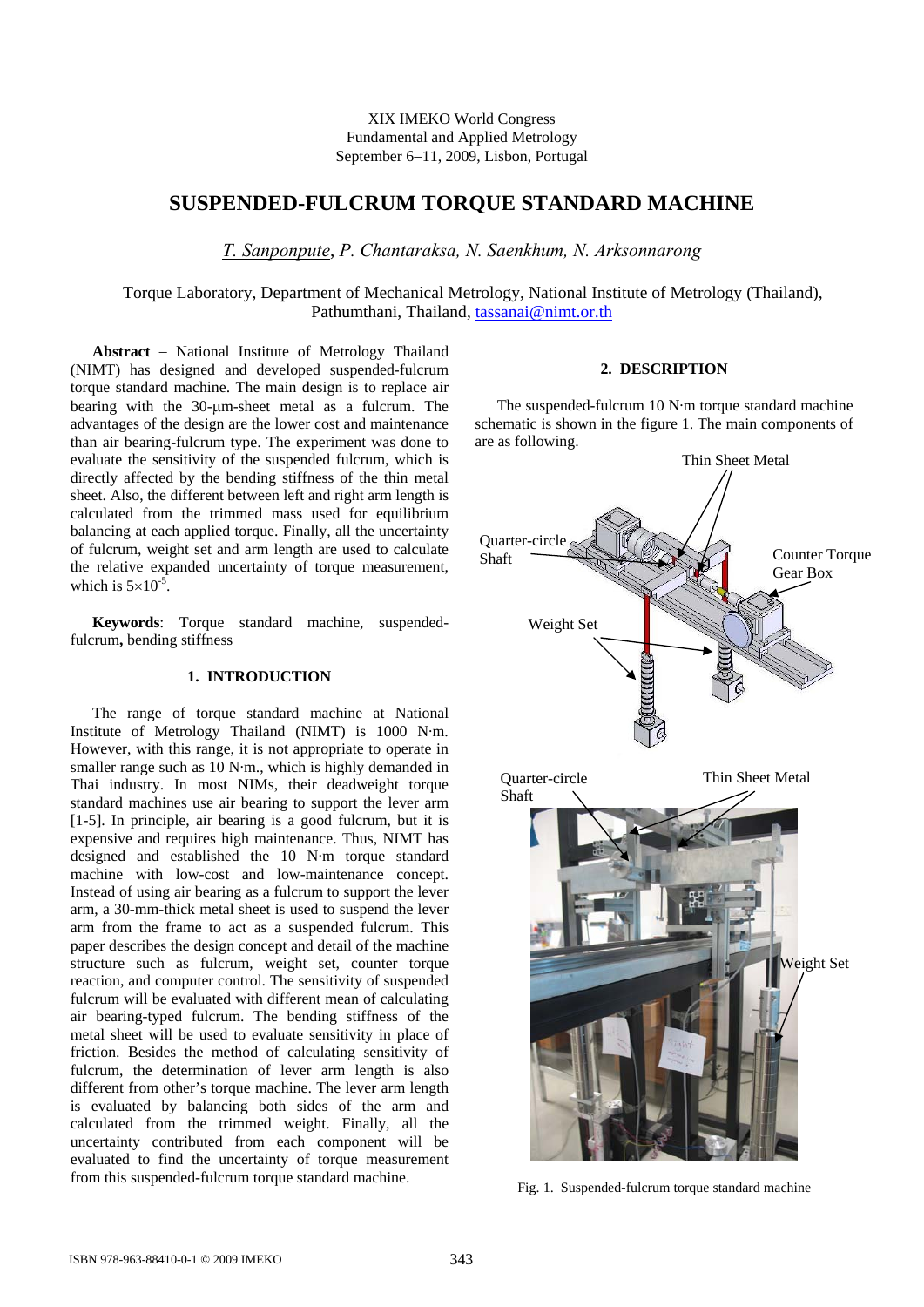XIX IMEKO World Congress
Fundamental and Applied Metrology
September 6−11, 2009, Lisbon, Portugal

# SUSPENDED-FULCRUM TORQUE STANDARD MACHINE

*T. Sanponpute, P. Chantaraksa, N. Saenkhum, N. Arksonnarong*

Torque Laboratory, Department of Mechanical Metrology, National Institute of Metrology (Thailand), Pathumthani, Thailand, tassanai@nimt.or.th

**Abstract** − National Institute of Metrology Thailand (NIMT) has designed and developed suspended-fulcrum torque standard machine. The main design is to replace air bearing with the 30-μm-sheet metal as a fulcrum. The advantages of the design are the lower cost and maintenance than air bearing-fulcrum type. The experiment was done to evaluate the sensitivity of the suspended fulcrum, which is directly affected by the bending stiffness of the thin metal sheet. Also, the different between left and right arm length is calculated from the trimmed mass used for equilibrium balancing at each applied torque. Finally, all the uncertainty of fulcrum, weight set and arm length are used to calculate the relative expanded uncertainty of torque measurement, which is $5{\times}10^{-5}$.

**Keywords**: Torque standard machine, suspended-fulcrum**,** bending stiffness

## 1. INTRODUCTION

The range of torque standard machine at National Institute of Metrology Thailand (NIMT) is 1000 N·m. However, with this range, it is not appropriate to operate in smaller range such as 10 N·m., which is highly demanded in Thai industry. In most NIMs, their deadweight torque standard machines use air bearing to support the lever arm [1-5]. In principle, air bearing is a good fulcrum, but it is expensive and requires high maintenance. Thus, NIMT has designed and established the 10 N·m torque standard machine with low-cost and low-maintenance concept. Instead of using air bearing as a fulcrum to support the lever arm, a 30-mm-thick metal sheet is used to suspend the lever arm from the frame to act as a suspended fulcrum. This paper describes the design concept and detail of the machine structure such as fulcrum, weight set, counter torque reaction, and computer control. The sensitivity of suspended fulcrum will be evaluated with different mean of calculating air bearing-typed fulcrum. The bending stiffness of the metal sheet will be used to evaluate sensitivity in place of friction. Besides the method of calculating sensitivity of fulcrum, the determination of lever arm length is also different from other's torque machine. The lever arm length is evaluated by balancing both sides of the arm and calculated from the trimmed weight. Finally, all the uncertainty contributed from each component will be evaluated to find the uncertainty of torque measurement from this suspended-fulcrum torque standard machine.

## 2. DESCRIPTION

The suspended-fulcrum 10 N·m torque standard machine schematic is shown in the figure 1. The main components of are as following.

Fig. 1. Suspended-fulcrum torque standard machine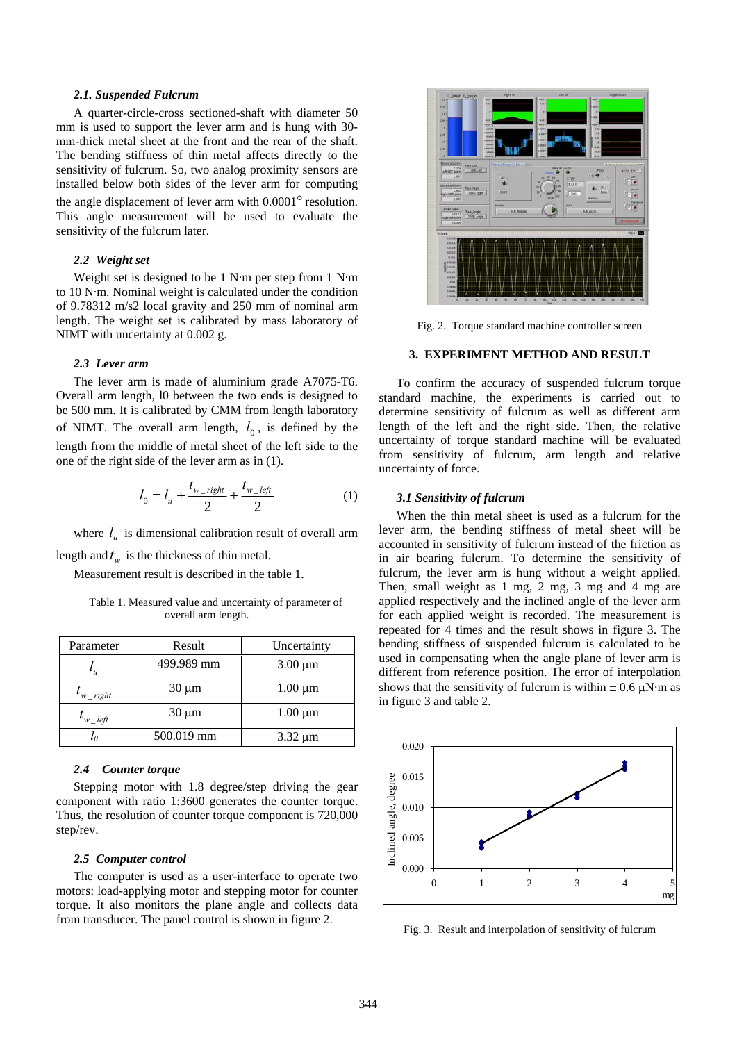### 2.1. Suspended Fulcrum

A quarter-circle-cross sectioned-shaft with diameter 50 mm is used to support the lever arm and is hung with 30-mm-thick metal sheet at the front and the rear of the shaft. The bending stiffness of thin metal affects directly to the sensitivity of fulcrum. So, two analog proximity sensors are installed below both sides of the lever arm for computing the angle displacement of lever arm with 0.0001° resolution. This angle measurement will be used to evaluate the sensitivity of the fulcrum later.

### 2.2 Weight set

Weight set is designed to be 1 N·m per step from 1 N·m to 10 N·m. Nominal weight is calculated under the condition of 9.78312 m/s2 local gravity and 250 mm of nominal arm length. The weight set is calibrated by mass laboratory of NIMT with uncertainty at 0.002 g.

### 2.3 Lever arm

The lever arm is made of aluminium grade A7075-T6. Overall arm length, l0 between the two ends is designed to be 500 mm. It is calibrated by CMM from length laboratory of NIMT. The overall arm length, $l_0$, is defined by the length from the middle of metal sheet of the left side to the one of the right side of the lever arm as in (1).

$$l_0 = l_u + \frac{t_{w\_right}}{2} + \frac{t_{w\_left}}{2} \qquad (1)$$

where $l_u$ is dimensional calibration result of overall arm length and $t_w$ is the thickness of thin metal.

Measurement result is described in the table 1.

Table 1. Measured value and uncertainty of parameter of overall arm length.

| Parameter | Result | Uncertainty |
|---|---|---|
| $l_u$ | 499.989 mm | 3.00 μm |
| $t_{w\_right}$ | 30 μm | 1.00 μm |
| $t_{w\_left}$ | 30 μm | 1.00 μm |
| $l_0$ | 500.019 mm | 3.32 μm |

### 2.4 Counter torque

Stepping motor with 1.8 degree/step driving the gear component with ratio 1:3600 generates the counter torque. Thus, the resolution of counter torque component is 720,000 step/rev.

### 2.5 Computer control

The computer is used as a user-interface to operate two motors: load-applying motor and stepping motor for counter torque. It also monitors the plane angle and collects data from transducer. The panel control is shown in figure 2.

Fig. 2. Torque standard machine controller screen

## 3. EXPERIMENT METHOD AND RESULT

To confirm the accuracy of suspended fulcrum torque standard machine, the experiments is carried out to determine sensitivity of fulcrum as well as different arm length of the left and the right side. Then, the relative uncertainty of torque standard machine will be evaluated from sensitivity of fulcrum, arm length and relative uncertainty of force.

### 3.1 Sensitivity of fulcrum

When the thin metal sheet is used as a fulcrum for the lever arm, the bending stiffness of metal sheet will be accounted in sensitivity of fulcrum instead of the friction as in air bearing fulcrum. To determine the sensitivity of fulcrum, the lever arm is hung without a weight applied. Then, small weight as 1 mg, 2 mg, 3 mg and 4 mg are applied respectively and the inclined angle of the lever arm for each applied weight is recorded. The measurement is repeated for 4 times and the result shows in figure 3. The bending stiffness of suspended fulcrum is calculated to be used in compensating when the angle plane of lever arm is different from reference position. The error of interpolation shows that the sensitivity of fulcrum is within ± 0.6 μN·m as in figure 3 and table 2.

Fig. 3. Result and interpolation of sensitivity of fulcrum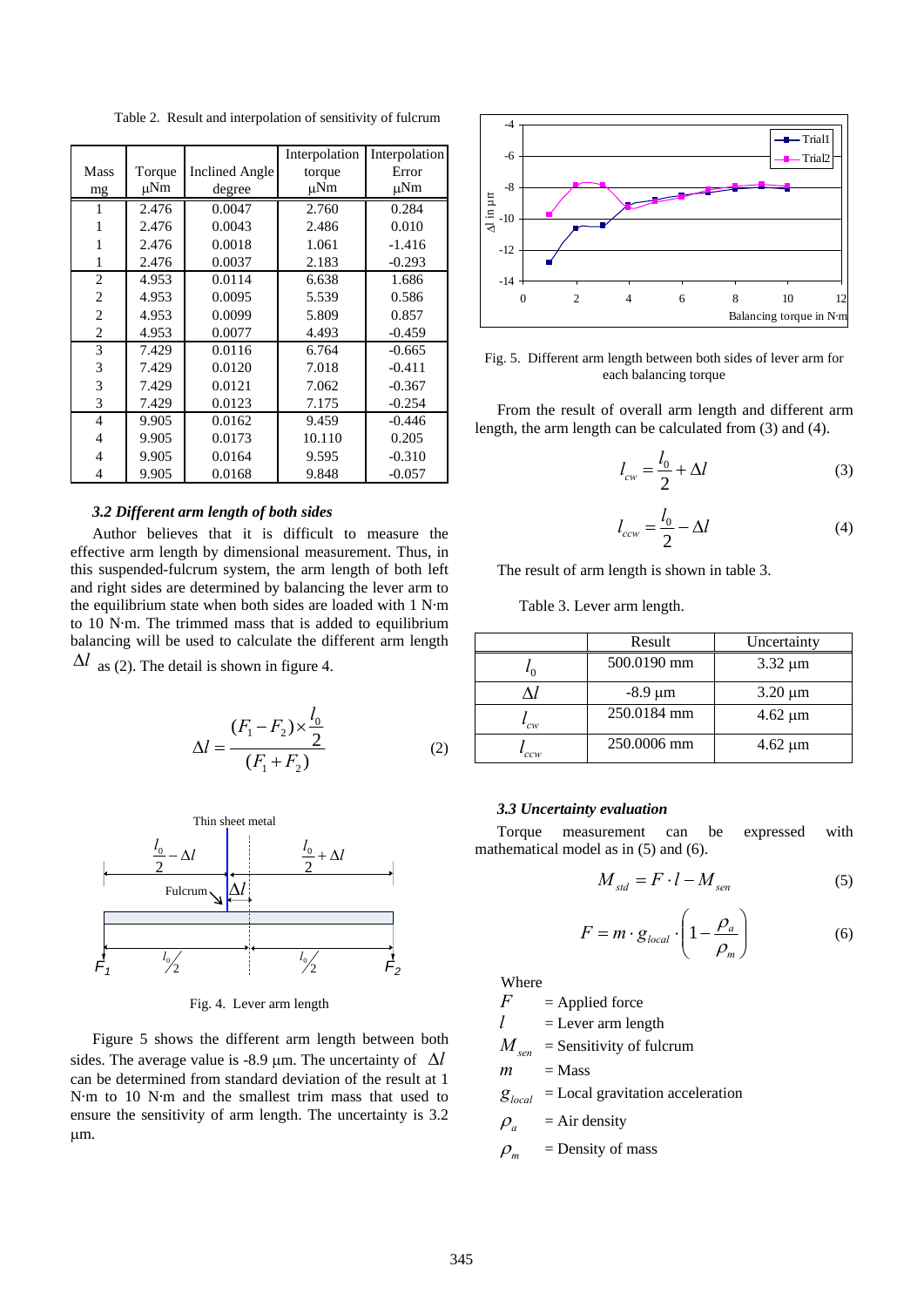Table 2. Result and interpolation of sensitivity of fulcrum

| Mass mg | Torque μNm | Inclined Angle degree | Interpolation torque μNm | Interpolation Error μNm |
|---|---|---|---|---|
| 1 | 2.476 | 0.0047 | 2.760 | 0.284 |
| 1 | 2.476 | 0.0043 | 2.486 | 0.010 |
| 1 | 2.476 | 0.0018 | 1.061 | -1.416 |
| 1 | 2.476 | 0.0037 | 2.183 | -0.293 |
| 2 | 4.953 | 0.0114 | 6.638 | 1.686 |
| 2 | 4.953 | 0.0095 | 5.539 | 0.586 |
| 2 | 4.953 | 0.0099 | 5.809 | 0.857 |
| 2 | 4.953 | 0.0077 | 4.493 | -0.459 |
| 3 | 7.429 | 0.0116 | 6.764 | -0.665 |
| 3 | 7.429 | 0.0120 | 7.018 | -0.411 |
| 3 | 7.429 | 0.0121 | 7.062 | -0.367 |
| 3 | 7.429 | 0.0123 | 7.175 | -0.254 |
| 4 | 9.905 | 0.0162 | 9.459 | -0.446 |
| 4 | 9.905 | 0.0173 | 10.110 | 0.205 |
| 4 | 9.905 | 0.0164 | 9.595 | -0.310 |
| 4 | 9.905 | 0.0168 | 9.848 | -0.057 |

### *3.2 Different arm length of both sides*

Author believes that it is difficult to measure the effective arm length by dimensional measurement. Thus, in this suspended-fulcrum system, the arm length of both left and right sides are determined by balancing the lever arm to the equilibrium state when both sides are loaded with 1 N·m to 10 N·m. The trimmed mass that is added to equilibrium balancing will be used to calculate the different arm length $\Delta l$ as (2). The detail is shown in figure 4.

$$\Delta l = \frac{(F_1 - F_2) \times \frac{l_0}{2}}{(F_1 + F_2)} \tag{2}$$

Fig. 4. Lever arm length

Figure 5 shows the different arm length between both sides. The average value is -8.9 μm. The uncertainty of $\Delta l$ can be determined from standard deviation of the result at 1 N·m to 10 N·m and the smallest trim mass that used to ensure the sensitivity of arm length. The uncertainty is 3.2 μm.

Fig. 5. Different arm length between both sides of lever arm for each balancing torque

From the result of overall arm length and different arm length, the arm length can be calculated from (3) and (4).

$$l_{cw} = \frac{l_0}{2} + \Delta l \tag{3}$$

$$l_{ccw} = \frac{l_0}{2} - \Delta l \tag{4}$$

The result of arm length is shown in table 3.

Table 3. Lever arm length.

| | Result | Uncertainty |
|---|---|---|
| $l_0$ | 500.0190 mm | 3.32 μm |
| $\Delta l$ | -8.9 μm | 3.20 μm |
| $l_{cw}$ | 250.0184 mm | 4.62 μm |
| $l_{ccw}$ | 250.0006 mm | 4.62 μm |

### *3.3 Uncertainty evaluation*

Torque measurement can be expressed with mathematical model as in (5) and (6).

$$M_{std} = F \cdot l - M_{sen} \tag{5}$$

$$F = m \cdot g_{local} \cdot \left(1 - \frac{\rho_a}{\rho_m}\right) \tag{6}$$

Where

$F$ = Applied force  
$l$ = Lever arm length  
$M_{sen}$ = Sensitivity of fulcrum  
$m$ = Mass  
$g_{local}$ = Local gravitation acceleration  
$\rho_a$ = Air density  
$\rho_m$ = Density of mass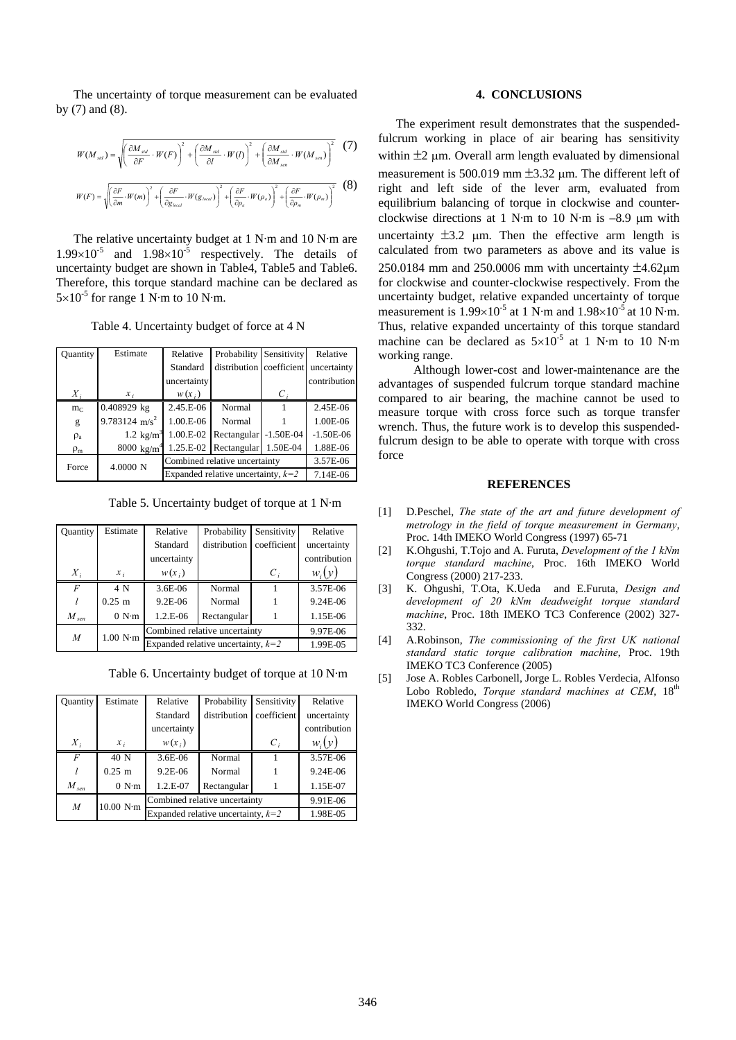The uncertainty of torque measurement can be evaluated by (7) and (8).

$$W(M_{std}) = \sqrt{\left(\frac{\partial M_{std}}{\partial F}\cdot W(F)\right)^2 + \left(\frac{\partial M_{std}}{\partial l}\cdot W(l)\right)^2 + \left(\frac{\partial M_{std}}{\partial M_{sen}}\cdot W(M_{sen})\right)^2} \quad (7)$$

$$W(F) = \sqrt{\left(\frac{\partial F}{\partial m}\cdot W(m)\right)^2 + \left(\frac{\partial F}{\partial g_{local}}\cdot W(g_{local})\right)^2 + \left(\frac{\partial F}{\partial \rho_a}\cdot W(\rho_a)\right)^2 + \left(\frac{\partial F}{\partial \rho_m}\cdot W(\rho_m)\right)^2} \quad (8)$$

The relative uncertainty budget at 1 N·m and 10 N·m are $1.99\times10^{-5}$ and $1.98\times10^{-5}$ respectively. The details of uncertainty budget are shown in Table4, Table5 and Table6. Therefore, this torque standard machine can be declared as $5\times10^{-5}$ for range 1 N·m to 10 N·m.

Table 4. Uncertainty budget of force at 4 N

| Quantity $X_i$ | Estimate $x_i$ | Relative Standard uncertainty $w(x_i)$ | Probability distribution | Sensitivity coefficient $C_i$ | Relative uncertainty contribution |
|---|---|---|---|---|---|
| $m_C$ | 0.408929 kg | 2.45.E-06 | Normal | 1 | 2.45E-06 |
| g | 9.783124 m/s$^2$ | 1.00.E-06 | Normal | 1 | 1.00E-06 |
| $\rho_a$ | 1.2 kg/m$^3$ | 1.00.E-02 | Rectangular | -1.50E-04 | -1.50E-06 |
| $\rho_m$ | 8000 kg/m$^3$ | 1.25.E-02 | Rectangular | 1.50E-04 | 1.88E-06 |
| Force | 4.0000 N | Combined relative uncertainty | | | 3.57E-06 |
| | | Expanded relative uncertainty, $k=2$ | | | 7.14E-06 |

Table 5. Uncertainty budget of torque at 1 N·m

| Quantity $X_i$ | Estimate $x_i$ | Relative Standard uncertainty $w(x_i)$ | Probability distribution | Sensitivity coefficient $C_i$ | Relative uncertainty contribution $w_i(y)$ |
|---|---|---|---|---|---|
| $F$ | 4 N | 3.6E-06 | Normal | 1 | 3.57E-06 |
| $l$ | 0.25 m | 9.2E-06 | Normal | 1 | 9.24E-06 |
| $M_{sen}$ | 0 N·m | 1.2.E-06 | Rectangular | 1 | 1.15E-06 |
| $M$ | 1.00 N·m | Combined relative uncertainty | | | 9.97E-06 |
| | | Expanded relative uncertainty, $k=2$ | | | 1.99E-05 |

Table 6. Uncertainty budget of torque at 10 N·m

| Quantity $X_i$ | Estimate $x_i$ | Relative Standard uncertainty $w(x_i)$ | Probability distribution | Sensitivity coefficient $C_i$ | Relative uncertainty contribution $w_i(y)$ |
|---|---|---|---|---|---|
| $F$ | 40 N | 3.6E-06 | Normal | 1 | 3.57E-06 |
| $l$ | 0.25 m | 9.2E-06 | Normal | 1 | 9.24E-06 |
| $M_{sen}$ | 0 N·m | 1.2.E-07 | Rectangular | 1 | 1.15E-07 |
| $M$ | 10.00 N·m | Combined relative uncertainty | | | 9.91E-06 |
| | | Expanded relative uncertainty, $k=2$ | | | 1.98E-05 |

## 4. CONCLUSIONS

The experiment result demonstrates that the suspended-fulcrum working in place of air bearing has sensitivity within ±2 μm. Overall arm length evaluated by dimensional measurement is 500.019 mm ±3.32 μm. The different left of right and left side of the lever arm, evaluated from equilibrium balancing of torque in clockwise and counter-clockwise directions at 1 N·m to 10 N·m is –8.9 μm with uncertainty ±3.2 μm. Then the effective arm length is calculated from two parameters as above and its value is 250.0184 mm and 250.0006 mm with uncertainty ±4.62μm for clockwise and counter-clockwise respectively. From the uncertainty budget, relative expanded uncertainty of torque measurement is $1.99\times10^{-5}$ at 1 N·m and $1.98\times10^{-5}$ at 10 N·m. Thus, relative expanded uncertainty of this torque standard machine can be declared as $5\times10^{-5}$ at 1 N·m to 10 N·m working range.

Although lower-cost and lower-maintenance are the advantages of suspended fulcrum torque standard machine compared to air bearing, the machine cannot be used to measure torque with cross force such as torque transfer wrench. Thus, the future work is to develop this suspended-fulcrum design to be able to operate with torque with cross force

## REFERENCES

[1] D.Peschel, *The state of the art and future development of metrology in the field of torque measurement in Germany*, Proc. 14th IMEKO World Congress (1997) 65-71

[2] K.Ohgushi, T.Tojo and A. Furuta, *Development of the 1 kNm torque standard machine*, Proc. 16th IMEKO World Congress (2000) 217-233.

[3] K. Ohgushi, T.Ota, K.Ueda and E.Furuta, *Design and development of 20 kNm deadweight torque standard machine*, Proc. 18th IMEKO TC3 Conference (2002) 327-332.

[4] A.Robinson, *The commissioning of the first UK national standard static torque calibration machine*, Proc. 19th IMEKO TC3 Conference (2005)

[5] Jose A. Robles Carbonell, Jorge L. Robles Verdecia, Alfonso Lobo Robledo, *Torque standard machines at CEM*, 18th IMEKO World Congress (2006)